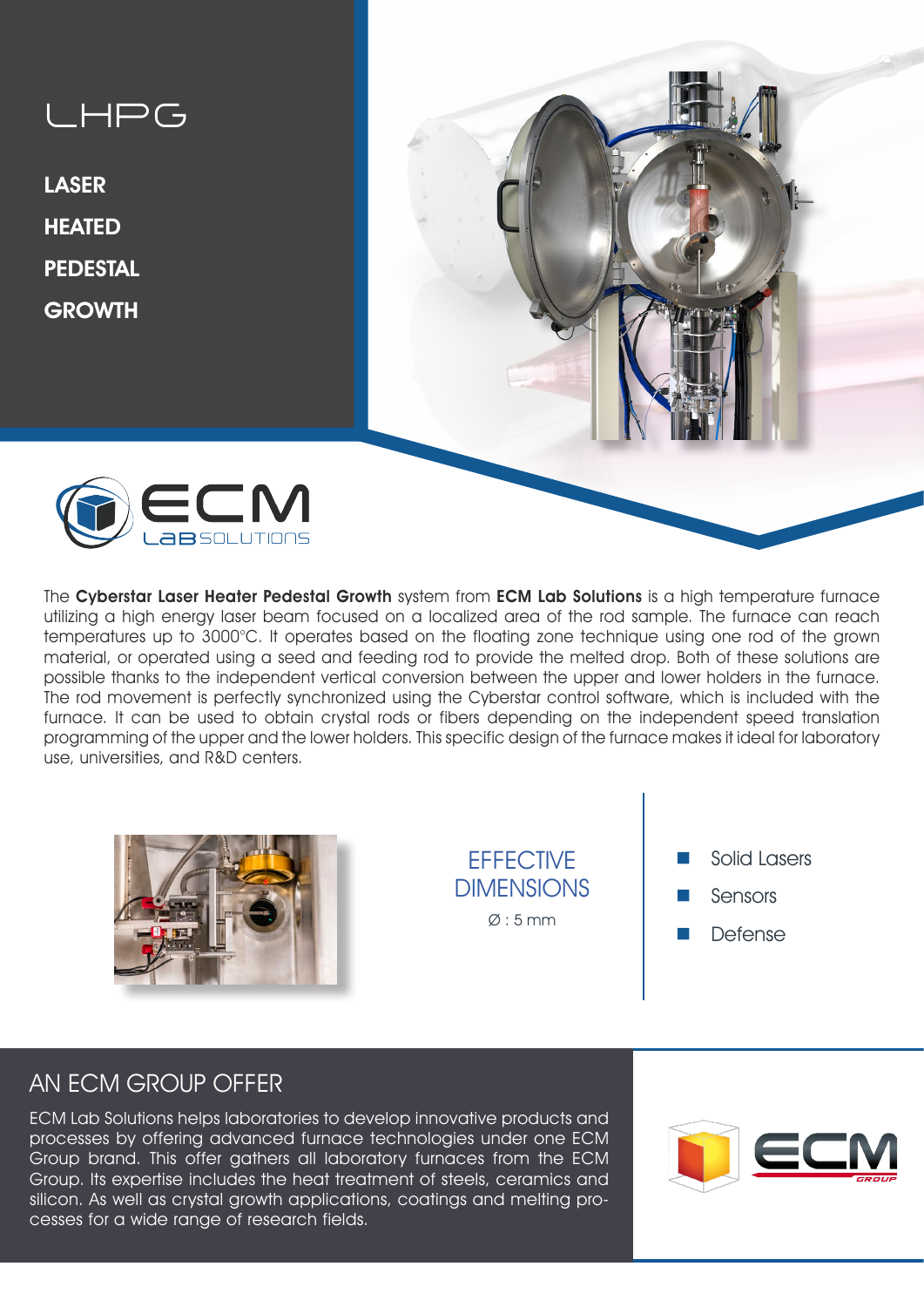# LHPG

**LASER**
**HEATED**
**PEDESTAL**
**GROWTH**

ECM LaB SOLUTIONS

The **Cyberstar Laser Heater Pedestal Growth** system from **ECM Lab Solutions** is a high temperature furnace utilizing a high energy laser beam focused on a localized area of the rod sample. The furnace can reach temperatures up to 3000°C. It operates based on the floating zone technique using one rod of the grown material, or operated using a seed and feeding rod to provide the melted drop. Both of these solutions are possible thanks to the independent vertical conversion between the upper and lower holders in the furnace. The rod movement is perfectly synchronized using the Cyberstar control software, which is included with the furnace. It can be used to obtain crystal rods or fibers depending on the independent speed translation programming of the upper and the lower holders. This specific design of the furnace makes it ideal for laboratory use, universities, and R&D centers.

## EFFECTIVE DIMENSIONS

Ø : 5 mm

- Solid Lasers
- Sensors
- Defense

## AN ECM GROUP OFFER

ECM Lab Solutions helps laboratories to develop innovative products and processes by offering advanced furnace technologies under one ECM Group brand. This offer gathers all laboratory furnaces from the ECM Group. Its expertise includes the heat treatment of steels, ceramics and silicon. As well as crystal growth applications, coatings and melting processes for a wide range of research fields.

ECM GROUP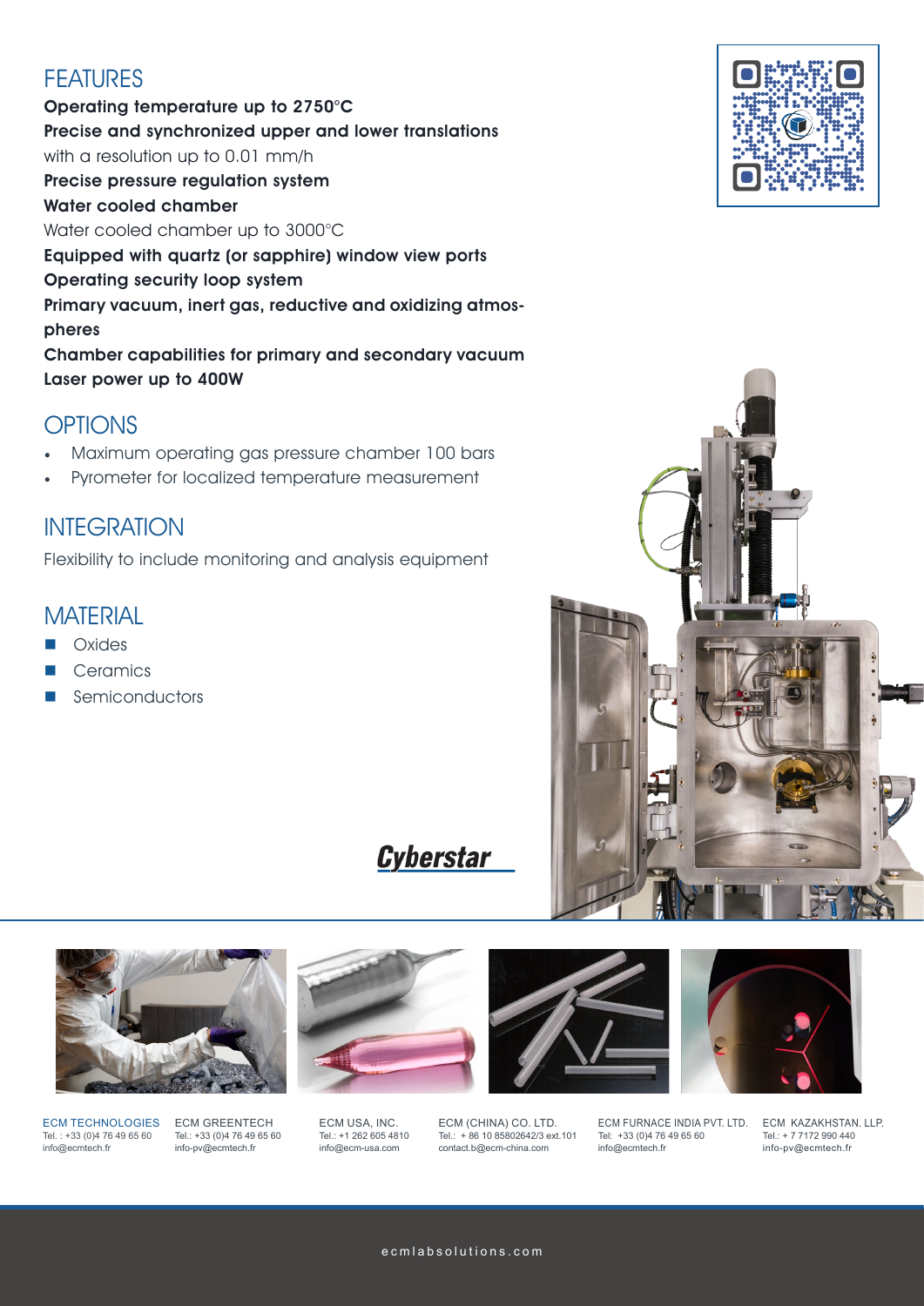## FEATURES

**Operating temperature up to 2750°C**

**Precise and synchronized upper and lower translations**

with a resolution up to 0.01 mm/h

**Precise pressure regulation system**

**Water cooled chamber**

Water cooled chamber up to 3000°C

**Equipped with quartz (or sapphire) window view ports**

**Operating security loop system**

**Primary vacuum, inert gas, reductive and oxidizing atmospheres**

**Chamber capabilities for primary and secondary vacuum**

**Laser power up to 400W**

## OPTIONS

- Maximum operating gas pressure chamber 100 bars
- Pyrometer for localized temperature measurement

## INTEGRATION

Flexibility to include monitoring and analysis equipment

## MATERIAL

- Oxides
- Ceramics
- Semiconductors

*Cyberstar*

ECM TECHNOLOGIES
Tel. : +33 (0)4 76 49 65 60
info@ecmtech.fr

ECM GREENTECH
Tel.: +33 (0)4 76 49 65 60
info-pv@ecmtech.fr

ECM USA, INC.
Tel.: +1 262 605 4810
info@ecm-usa.com

ECM (CHINA) CO. LTD.
Tel.: + 86 10 85802642/3 ext.101
contact.b@ecm-china.com

ECM FURNACE INDIA PVT. LTD.
Tel: +33 (0)4 76 49 65 60
info@ecmtech.fr

ECM KAZAKHSTAN. LLP.
Tel.: + 7 7172 990 440
info-pv@ecmtech.fr

ecmlabsolutions.com